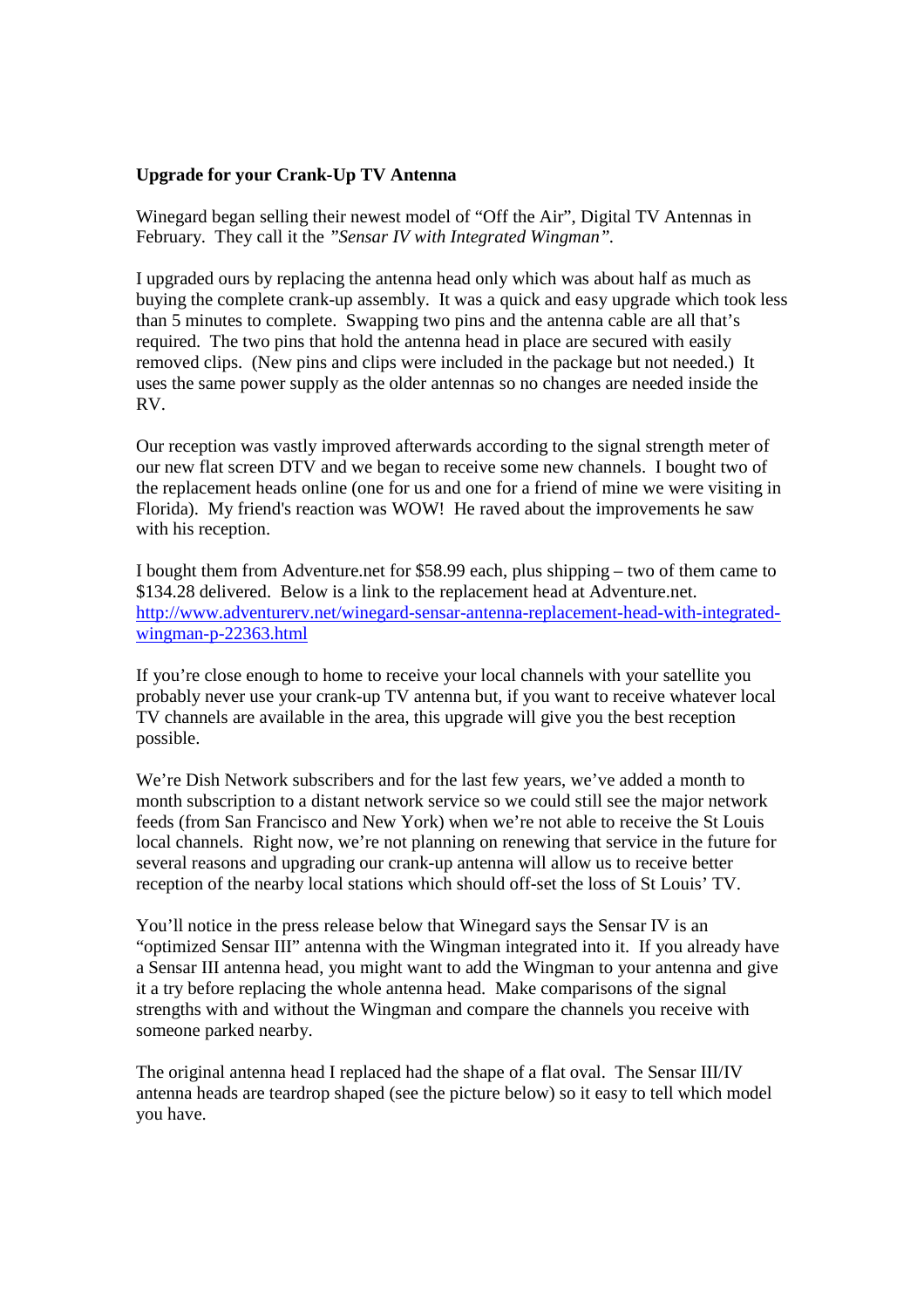**Upgrade for your Crank-Up TV Antenna**

Winegard began selling their newest model of "Off the Air", Digital TV Antennas in February. They call it the *"Sensar IV with Integrated Wingman"*.

I upgraded ours by replacing the antenna head only which was about half as much as buying the complete crank-up assembly. It was a quick and easy upgrade which took less than 5 minutes to complete. Swapping two pins and the antenna cable are all that's required. The two pins that hold the antenna head in place are secured with easily removed clips. (New pins and clips were included in the package but not needed.) It uses the same power supply as the older antennas so no changes are needed inside the RV.

Our reception was vastly improved afterwards according to the signal strength meter of our new flat screen DTV and we began to receive some new channels. I bought two of the replacement heads online (one for us and one for a friend of mine we were visiting in Florida). My friend's reaction was WOW! He raved about the improvements he saw with his reception.

I bought them from Adventure.net for $58.99 each, plus shipping – two of them came to $134.28 delivered. Below is a link to the replacement head at Adventure.net.
[http://www.adventurerv.net/winegard-sensar-antenna-replacement-head-with-integrated-wingman-p-22363.html](http://www.adventurerv.net/winegard-sensar-antenna-replacement-head-with-integrated-wingman-p-22363.html)

If you're close enough to home to receive your local channels with your satellite you probably never use your crank-up TV antenna but, if you want to receive whatever local TV channels are available in the area, this upgrade will give you the best reception possible.

We're Dish Network subscribers and for the last few years, we've added a month to month subscription to a distant network service so we could still see the major network feeds (from San Francisco and New York) when we're not able to receive the St Louis local channels. Right now, we're not planning on renewing that service in the future for several reasons and upgrading our crank-up antenna will allow us to receive better reception of the nearby local stations which should off-set the loss of St Louis' TV.

You'll notice in the press release below that Winegard says the Sensar IV is an "optimized Sensar III" antenna with the Wingman integrated into it. If you already have a Sensar III antenna head, you might want to add the Wingman to your antenna and give it a try before replacing the whole antenna head. Make comparisons of the signal strengths with and without the Wingman and compare the channels you receive with someone parked nearby.

The original antenna head I replaced had the shape of a flat oval. The Sensar III/IV antenna heads are teardrop shaped (see the picture below) so it easy to tell which model you have.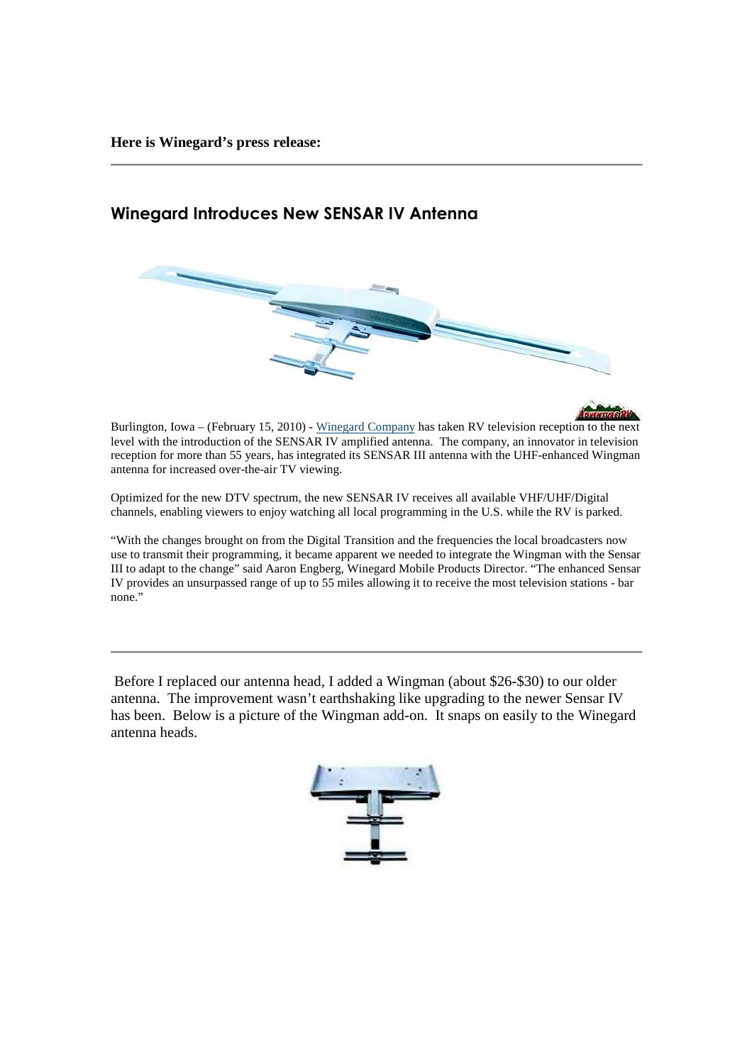**Here is Winegard's press release:**

---

## Winegard Introduces New SENSAR IV Antenna

Burlington, Iowa – (February 15, 2010) - Winegard Company has taken RV television reception to the next level with the introduction of the SENSAR IV amplified antenna. The company, an innovator in television reception for more than 55 years, has integrated its SENSAR III antenna with the UHF-enhanced Wingman antenna for increased over-the-air TV viewing.

Optimized for the new DTV spectrum, the new SENSAR IV receives all available VHF/UHF/Digital channels, enabling viewers to enjoy watching all local programming in the U.S. while the RV is parked.

"With the changes brought on from the Digital Transition and the frequencies the local broadcasters now use to transmit their programming, it became apparent we needed to integrate the Wingman with the Sensar III to adapt to the change" said Aaron Engberg, Winegard Mobile Products Director. "The enhanced Sensar IV provides an unsurpassed range of up to 55 miles allowing it to receive the most television stations - bar none."

---

Before I replaced our antenna head, I added a Wingman (about $26-$30) to our older antenna. The improvement wasn't earthshaking like upgrading to the newer Sensar IV has been. Below is a picture of the Wingman add-on. It snaps on easily to the Winegard antenna heads.